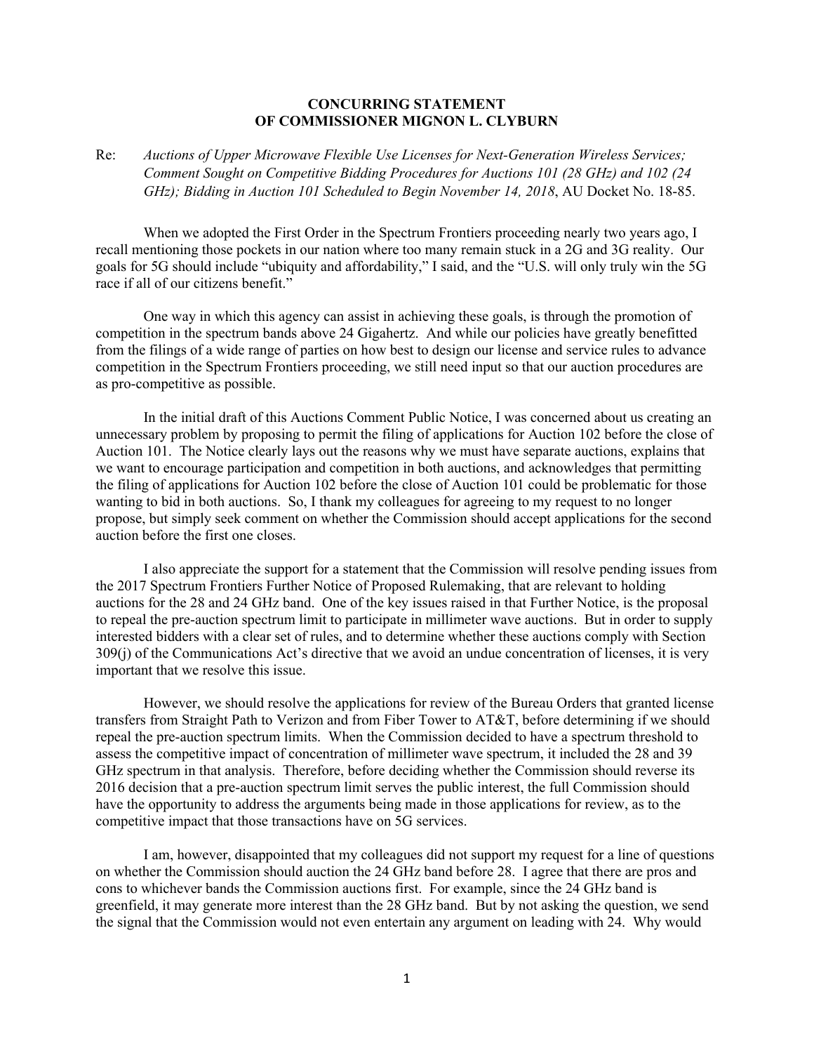**CONCURRING STATEMENT**
**OF COMMISSIONER MIGNON L. CLYBURN**

Re: *Auctions of Upper Microwave Flexible Use Licenses for Next-Generation Wireless Services; Comment Sought on Competitive Bidding Procedures for Auctions 101 (28 GHz) and 102 (24 GHz); Bidding in Auction 101 Scheduled to Begin November 14, 2018*, AU Docket No. 18-85.

When we adopted the First Order in the Spectrum Frontiers proceeding nearly two years ago, I recall mentioning those pockets in our nation where too many remain stuck in a 2G and 3G reality. Our goals for 5G should include "ubiquity and affordability," I said, and the "U.S. will only truly win the 5G race if all of our citizens benefit."

One way in which this agency can assist in achieving these goals, is through the promotion of competition in the spectrum bands above 24 Gigahertz. And while our policies have greatly benefitted from the filings of a wide range of parties on how best to design our license and service rules to advance competition in the Spectrum Frontiers proceeding, we still need input so that our auction procedures are as pro-competitive as possible.

In the initial draft of this Auctions Comment Public Notice, I was concerned about us creating an unnecessary problem by proposing to permit the filing of applications for Auction 102 before the close of Auction 101. The Notice clearly lays out the reasons why we must have separate auctions, explains that we want to encourage participation and competition in both auctions, and acknowledges that permitting the filing of applications for Auction 102 before the close of Auction 101 could be problematic for those wanting to bid in both auctions. So, I thank my colleagues for agreeing to my request to no longer propose, but simply seek comment on whether the Commission should accept applications for the second auction before the first one closes.

I also appreciate the support for a statement that the Commission will resolve pending issues from the 2017 Spectrum Frontiers Further Notice of Proposed Rulemaking, that are relevant to holding auctions for the 28 and 24 GHz band. One of the key issues raised in that Further Notice, is the proposal to repeal the pre-auction spectrum limit to participate in millimeter wave auctions. But in order to supply interested bidders with a clear set of rules, and to determine whether these auctions comply with Section 309(j) of the Communications Act's directive that we avoid an undue concentration of licenses, it is very important that we resolve this issue.

However, we should resolve the applications for review of the Bureau Orders that granted license transfers from Straight Path to Verizon and from Fiber Tower to AT&T, before determining if we should repeal the pre-auction spectrum limits. When the Commission decided to have a spectrum threshold to assess the competitive impact of concentration of millimeter wave spectrum, it included the 28 and 39 GHz spectrum in that analysis. Therefore, before deciding whether the Commission should reverse its 2016 decision that a pre-auction spectrum limit serves the public interest, the full Commission should have the opportunity to address the arguments being made in those applications for review, as to the competitive impact that those transactions have on 5G services.

I am, however, disappointed that my colleagues did not support my request for a line of questions on whether the Commission should auction the 24 GHz band before 28. I agree that there are pros and cons to whichever bands the Commission auctions first. For example, since the 24 GHz band is greenfield, it may generate more interest than the 28 GHz band. But by not asking the question, we send the signal that the Commission would not even entertain any argument on leading with 24. Why would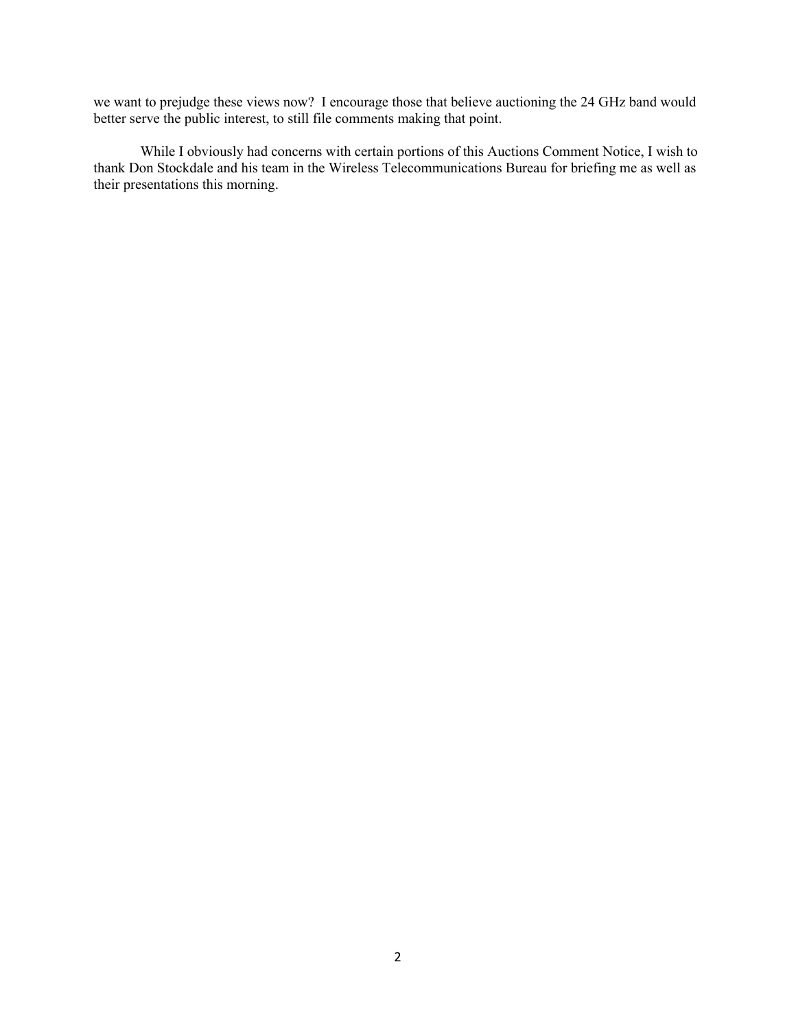we want to prejudge these views now? I encourage those that believe auctioning the 24 GHz band would better serve the public interest, to still file comments making that point.

While I obviously had concerns with certain portions of this Auctions Comment Notice, I wish to thank Don Stockdale and his team in the Wireless Telecommunications Bureau for briefing me as well as their presentations this morning.